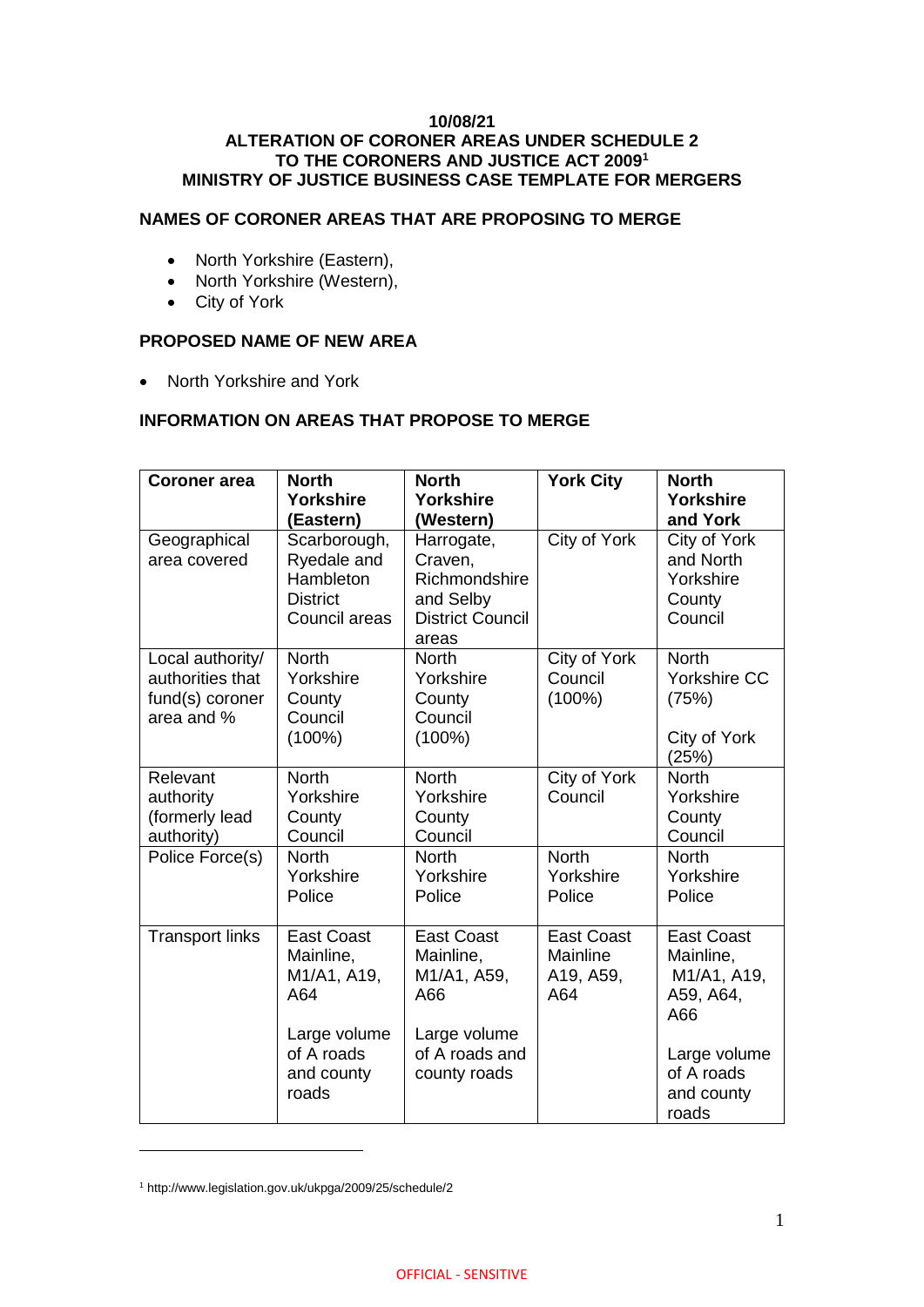**10/08/21**

**ALTERATION OF CORONER AREAS UNDER SCHEDULE 2 TO THE CORONERS AND JUSTICE ACT 2009[1]**

**MINISTRY OF JUSTICE BUSINESS CASE TEMPLATE FOR MERGERS**

## NAMES OF CORONER AREAS THAT ARE PROPOSING TO MERGE

- North Yorkshire (Eastern),
- North Yorkshire (Western),
- City of York

## PROPOSED NAME OF NEW AREA

- North Yorkshire and York

## INFORMATION ON AREAS THAT PROPOSE TO MERGE

| Coroner area | North Yorkshire (Eastern) | North Yorkshire (Western) | York City | North Yorkshire and York |
|---|---|---|---|---|
| Geographical area covered | Scarborough, Ryedale and Hambleton District Council areas | Harrogate, Craven, Richmondshire and Selby District Council areas | City of York | City of York and North Yorkshire County Council |
| Local authority/ authorities that fund(s) coroner area and % | North Yorkshire County Council (100%) | North Yorkshire County Council (100%) | City of York Council (100%) | North Yorkshire CC (75%)<br><br>City of York (25%) |
| Relevant authority (formerly lead authority) | North Yorkshire County Council | North Yorkshire County Council | City of York Council | North Yorkshire County Council |
| Police Force(s) | North Yorkshire Police | North Yorkshire Police | North Yorkshire Police | North Yorkshire Police |
| Transport links | East Coast Mainline, M1/A1, A19, A64<br><br>Large volume of A roads and county roads | East Coast Mainline, M1/A1, A59, A66<br><br>Large volume of A roads and county roads | East Coast Mainline A19, A59, A64 | East Coast Mainline, M1/A1, A19, A59, A64, A66<br><br>Large volume of A roads and county roads |

[1] http://www.legislation.gov.uk/ukpga/2009/25/schedule/2

OFFICIAL - SENSITIVE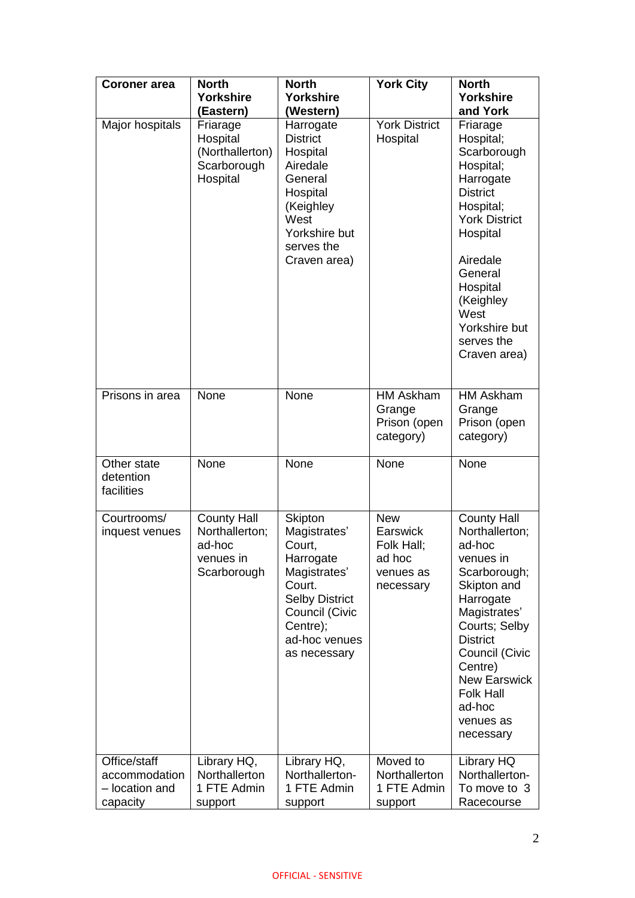| Coroner area | North Yorkshire (Eastern) | North Yorkshire (Western) | York City | North Yorkshire and York |
|---|---|---|---|---|
| Major hospitals | Friarage Hospital (Northallerton) Scarborough Hospital | Harrogate District Hospital Airedale General Hospital (Keighley West Yorkshire but serves the Craven area) | York District Hospital | Friarage Hospital; Scarborough Hospital; Harrogate District Hospital; York District Hospital<br><br>Airedale General Hospital (Keighley West Yorkshire but serves the Craven area) |
| Prisons in area | None | None | HM Askham Grange Prison (open category) | HM Askham Grange Prison (open category) |
| Other state detention facilities | None | None | None | None |
| Courtrooms/ inquest venues | County Hall Northallerton; ad-hoc venues in Scarborough | Skipton Magistrates' Court, Harrogate Magistrates' Court. Selby District Council (Civic Centre); ad-hoc venues as necessary | New Earswick Folk Hall; ad hoc venues as necessary | County Hall Northallerton; ad-hoc venues in Scarborough; Skipton and Harrogate Magistrates' Courts; Selby District Council (Civic Centre) New Earswick Folk Hall ad-hoc venues as necessary |
| Office/staff accommodation – location and capacity | Library HQ, Northallerton 1 FTE Admin support | Library HQ, Northallerton- 1 FTE Admin support | Moved to Northallerton 1 FTE Admin support | Library HQ Northallerton- To move to 3 Racecourse |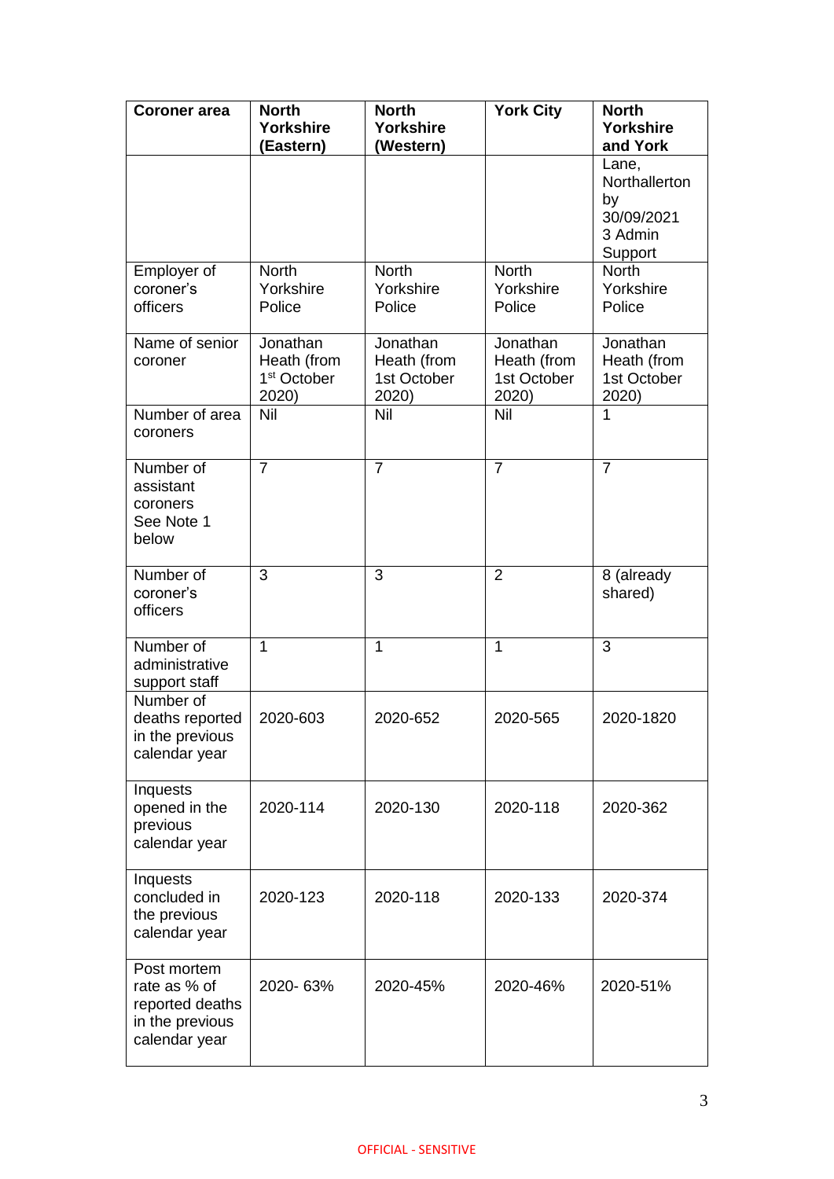| Coroner area | North Yorkshire (Eastern) | North Yorkshire (Western) | York City | North Yorkshire and York |
|---|---|---|---|---|
| | | | | Lane, Northallerton by 30/09/2021 3 Admin Support |
| Employer of coroner's officers | North Yorkshire Police | North Yorkshire Police | North Yorkshire Police | North Yorkshire Police |
| Name of senior coroner | Jonathan Heath (from 1st October 2020) | Jonathan Heath (from 1st October 2020) | Jonathan Heath (from 1st October 2020) | Jonathan Heath (from 1st October 2020) |
| Number of area coroners | Nil | Nil | Nil | 1 |
| Number of assistant coroners See Note 1 below | 7 | 7 | 7 | 7 |
| Number of coroner's officers | 3 | 3 | 2 | 8 (already shared) |
| Number of administrative support staff | 1 | 1 | 1 | 3 |
| Number of deaths reported in the previous calendar year | 2020-603 | 2020-652 | 2020-565 | 2020-1820 |
| Inquests opened in the previous calendar year | 2020-114 | 2020-130 | 2020-118 | 2020-362 |
| Inquests concluded in the previous calendar year | 2020-123 | 2020-118 | 2020-133 | 2020-374 |
| Post mortem rate as % of reported deaths in the previous calendar year | 2020- 63% | 2020-45% | 2020-46% | 2020-51% |

OFFICIAL - SENSITIVE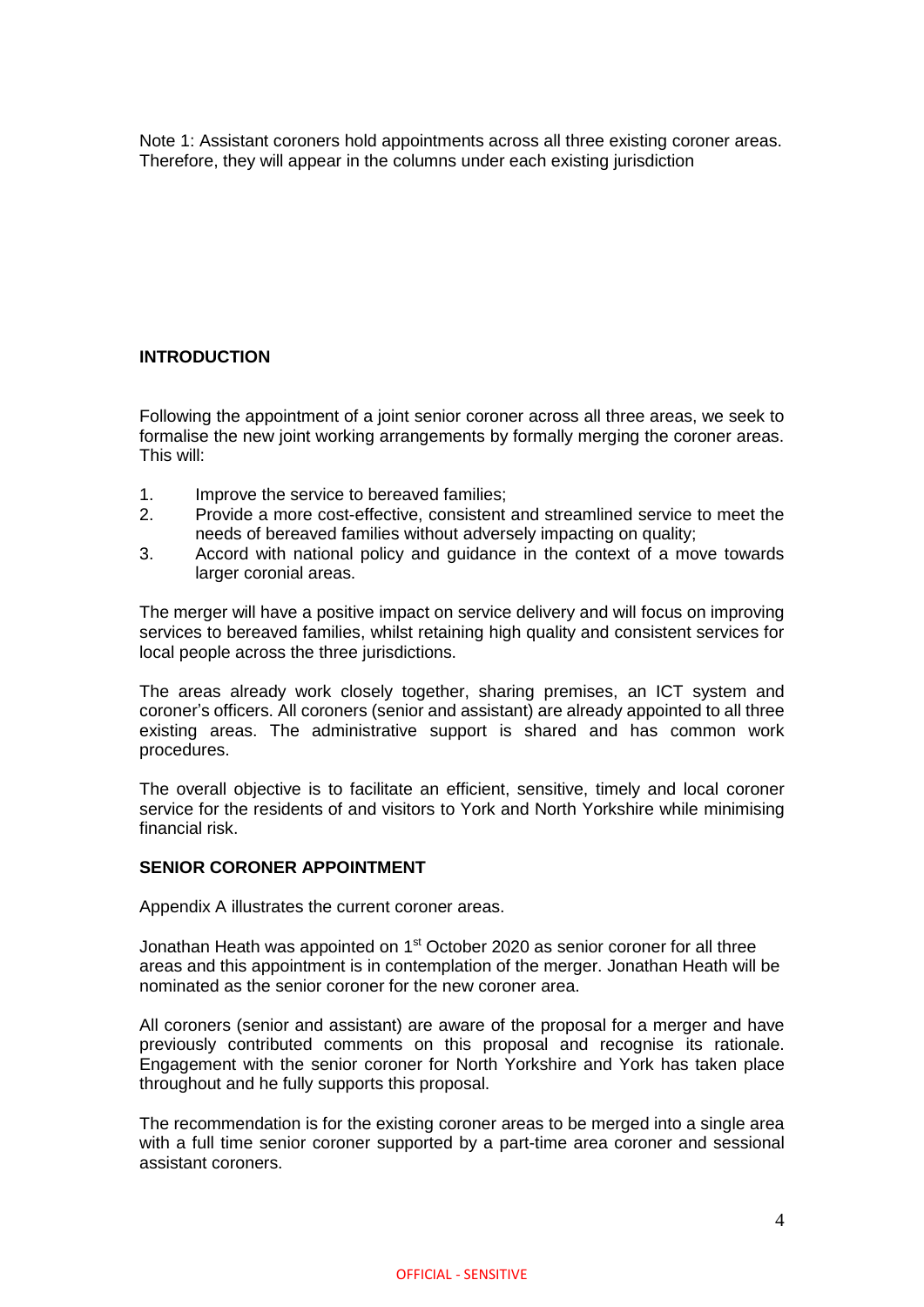Note 1: Assistant coroners hold appointments across all three existing coroner areas. Therefore, they will appear in the columns under each existing jurisdiction

## INTRODUCTION

Following the appointment of a joint senior coroner across all three areas, we seek to formalise the new joint working arrangements by formally merging the coroner areas. This will:

1. Improve the service to bereaved families;
2. Provide a more cost-effective, consistent and streamlined service to meet the needs of bereaved families without adversely impacting on quality;
3. Accord with national policy and guidance in the context of a move towards larger coronial areas.

The merger will have a positive impact on service delivery and will focus on improving services to bereaved families, whilst retaining high quality and consistent services for local people across the three jurisdictions.

The areas already work closely together, sharing premises, an ICT system and coroner's officers. All coroners (senior and assistant) are already appointed to all three existing areas. The administrative support is shared and has common work procedures.

The overall objective is to facilitate an efficient, sensitive, timely and local coroner service for the residents of and visitors to York and North Yorkshire while minimising financial risk.

## SENIOR CORONER APPOINTMENT

Appendix A illustrates the current coroner areas.

Jonathan Heath was appointed on 1st October 2020 as senior coroner for all three areas and this appointment is in contemplation of the merger. Jonathan Heath will be nominated as the senior coroner for the new coroner area.

All coroners (senior and assistant) are aware of the proposal for a merger and have previously contributed comments on this proposal and recognise its rationale. Engagement with the senior coroner for North Yorkshire and York has taken place throughout and he fully supports this proposal.

The recommendation is for the existing coroner areas to be merged into a single area with a full time senior coroner supported by a part-time area coroner and sessional assistant coroners.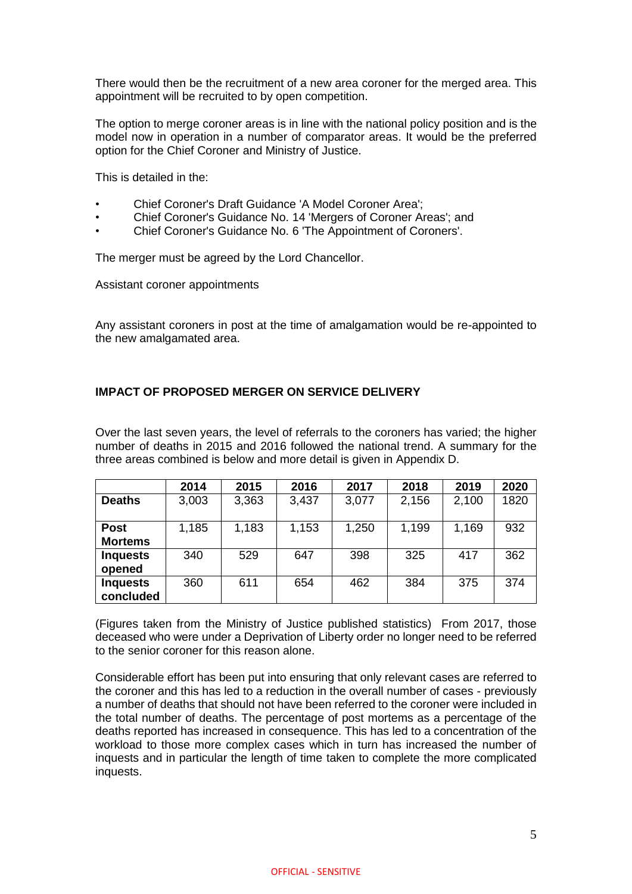There would then be the recruitment of a new area coroner for the merged area. This appointment will be recruited to by open competition.

The option to merge coroner areas is in line with the national policy position and is the model now in operation in a number of comparator areas. It would be the preferred option for the Chief Coroner and Ministry of Justice.

This is detailed in the:

- Chief Coroner's Draft Guidance 'A Model Coroner Area';
- Chief Coroner's Guidance No. 14 'Mergers of Coroner Areas'; and
- Chief Coroner's Guidance No. 6 'The Appointment of Coroners'.

The merger must be agreed by the Lord Chancellor.

Assistant coroner appointments

Any assistant coroners in post at the time of amalgamation would be re-appointed to the new amalgamated area.

**IMPACT OF PROPOSED MERGER ON SERVICE DELIVERY**

Over the last seven years, the level of referrals to the coroners has varied; the higher number of deaths in 2015 and 2016 followed the national trend. A summary for the three areas combined is below and more detail is given in Appendix D.

| | 2014 | 2015 | 2016 | 2017 | 2018 | 2019 | 2020 |
|---|---|---|---|---|---|---|---|
| **Deaths** | 3,003 | 3,363 | 3,437 | 3,077 | 2,156 | 2,100 | 1820 |
| **Post Mortems** | 1,185 | 1,183 | 1,153 | 1,250 | 1,199 | 1,169 | 932 |
| **Inquests opened** | 340 | 529 | 647 | 398 | 325 | 417 | 362 |
| **Inquests concluded** | 360 | 611 | 654 | 462 | 384 | 375 | 374 |

(Figures taken from the Ministry of Justice published statistics) From 2017, those deceased who were under a Deprivation of Liberty order no longer need to be referred to the senior coroner for this reason alone.

Considerable effort has been put into ensuring that only relevant cases are referred to the coroner and this has led to a reduction in the overall number of cases - previously a number of deaths that should not have been referred to the coroner were included in the total number of deaths. The percentage of post mortems as a percentage of the deaths reported has increased in consequence. This has led to a concentration of the workload to those more complex cases which in turn has increased the number of inquests and in particular the length of time taken to complete the more complicated inquests.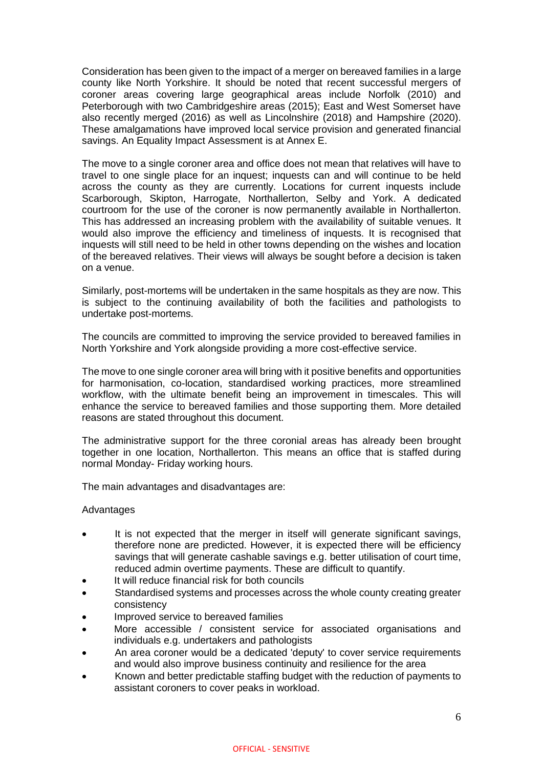Consideration has been given to the impact of a merger on bereaved families in a large county like North Yorkshire. It should be noted that recent successful mergers of coroner areas covering large geographical areas include Norfolk (2010) and Peterborough with two Cambridgeshire areas (2015); East and West Somerset have also recently merged (2016) as well as Lincolnshire (2018) and Hampshire (2020). These amalgamations have improved local service provision and generated financial savings. An Equality Impact Assessment is at Annex E.

The move to a single coroner area and office does not mean that relatives will have to travel to one single place for an inquest; inquests can and will continue to be held across the county as they are currently. Locations for current inquests include Scarborough, Skipton, Harrogate, Northallerton, Selby and York. A dedicated courtroom for the use of the coroner is now permanently available in Northallerton. This has addressed an increasing problem with the availability of suitable venues. It would also improve the efficiency and timeliness of inquests. It is recognised that inquests will still need to be held in other towns depending on the wishes and location of the bereaved relatives. Their views will always be sought before a decision is taken on a venue.

Similarly, post-mortems will be undertaken in the same hospitals as they are now. This is subject to the continuing availability of both the facilities and pathologists to undertake post-mortems.

The councils are committed to improving the service provided to bereaved families in North Yorkshire and York alongside providing a more cost-effective service.

The move to one single coroner area will bring with it positive benefits and opportunities for harmonisation, co-location, standardised working practices, more streamlined workflow, with the ultimate benefit being an improvement in timescales. This will enhance the service to bereaved families and those supporting them. More detailed reasons are stated throughout this document.

The administrative support for the three coronial areas has already been brought together in one location, Northallerton. This means an office that is staffed during normal Monday- Friday working hours.

The main advantages and disadvantages are:

Advantages

- It is not expected that the merger in itself will generate significant savings, therefore none are predicted. However, it is expected there will be efficiency savings that will generate cashable savings e.g. better utilisation of court time, reduced admin overtime payments. These are difficult to quantify.
- It will reduce financial risk for both councils
- Standardised systems and processes across the whole county creating greater consistency
- Improved service to bereaved families
- More accessible / consistent service for associated organisations and individuals e.g. undertakers and pathologists
- An area coroner would be a dedicated 'deputy' to cover service requirements and would also improve business continuity and resilience for the area
- Known and better predictable staffing budget with the reduction of payments to assistant coroners to cover peaks in workload.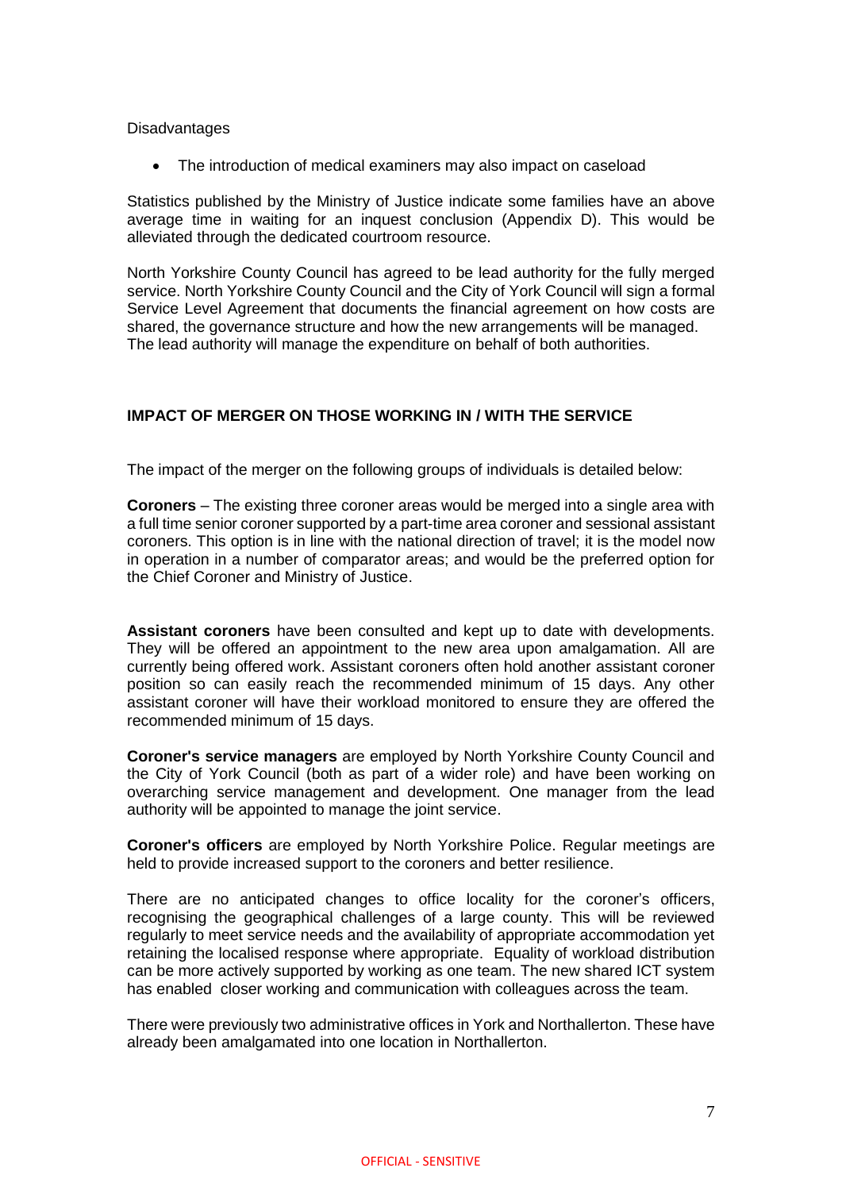Disadvantages

- The introduction of medical examiners may also impact on caseload

Statistics published by the Ministry of Justice indicate some families have an above average time in waiting for an inquest conclusion (Appendix D). This would be alleviated through the dedicated courtroom resource.

North Yorkshire County Council has agreed to be lead authority for the fully merged service. North Yorkshire County Council and the City of York Council will sign a formal Service Level Agreement that documents the financial agreement on how costs are shared, the governance structure and how the new arrangements will be managed. The lead authority will manage the expenditure on behalf of both authorities.

## IMPACT OF MERGER ON THOSE WORKING IN / WITH THE SERVICE

The impact of the merger on the following groups of individuals is detailed below:

**Coroners** – The existing three coroner areas would be merged into a single area with a full time senior coroner supported by a part-time area coroner and sessional assistant coroners. This option is in line with the national direction of travel; it is the model now in operation in a number of comparator areas; and would be the preferred option for the Chief Coroner and Ministry of Justice.

**Assistant coroners** have been consulted and kept up to date with developments. They will be offered an appointment to the new area upon amalgamation. All are currently being offered work. Assistant coroners often hold another assistant coroner position so can easily reach the recommended minimum of 15 days. Any other assistant coroner will have their workload monitored to ensure they are offered the recommended minimum of 15 days.

**Coroner's service managers** are employed by North Yorkshire County Council and the City of York Council (both as part of a wider role) and have been working on overarching service management and development. One manager from the lead authority will be appointed to manage the joint service.

**Coroner's officers** are employed by North Yorkshire Police. Regular meetings are held to provide increased support to the coroners and better resilience.

There are no anticipated changes to office locality for the coroner's officers, recognising the geographical challenges of a large county. This will be reviewed regularly to meet service needs and the availability of appropriate accommodation yet retaining the localised response where appropriate. Equality of workload distribution can be more actively supported by working as one team. The new shared ICT system has enabled closer working and communication with colleagues across the team.

There were previously two administrative offices in York and Northallerton. These have already been amalgamated into one location in Northallerton.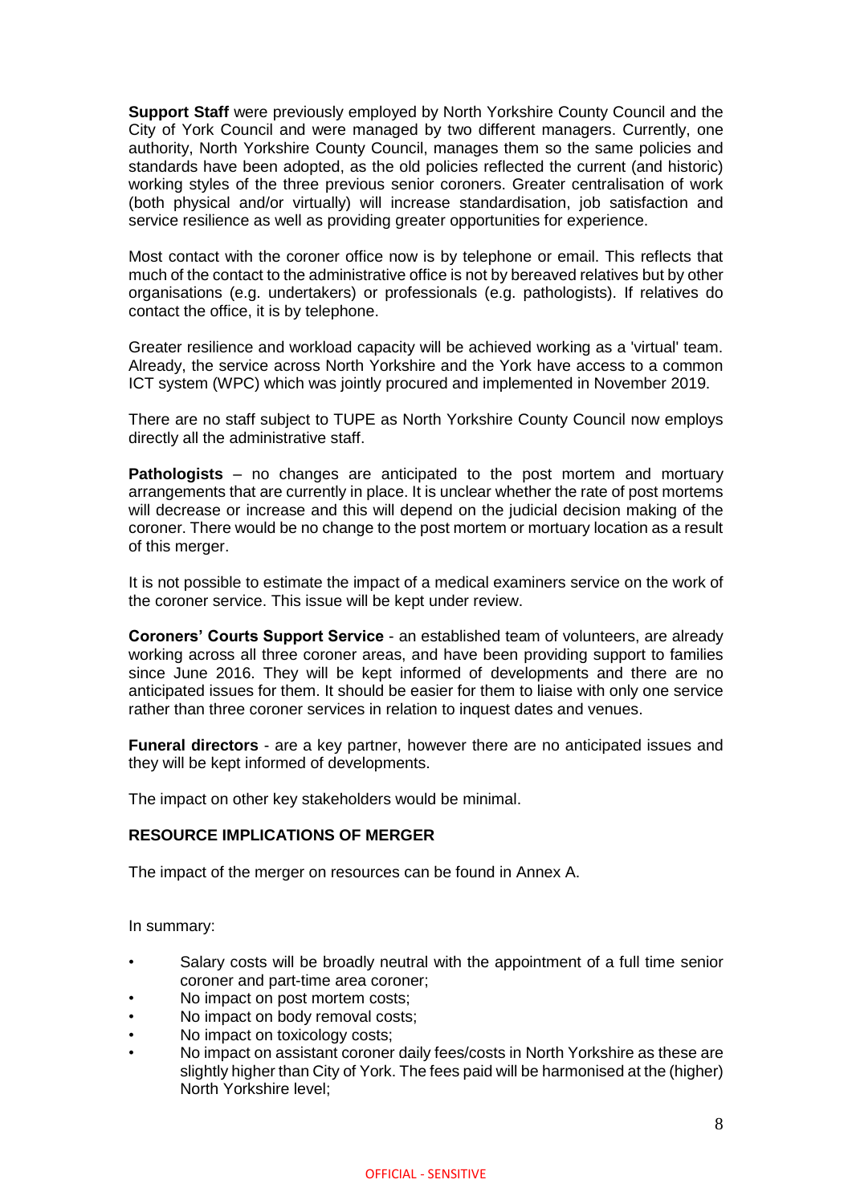**Support Staff** were previously employed by North Yorkshire County Council and the City of York Council and were managed by two different managers. Currently, one authority, North Yorkshire County Council, manages them so the same policies and standards have been adopted, as the old policies reflected the current (and historic) working styles of the three previous senior coroners. Greater centralisation of work (both physical and/or virtually) will increase standardisation, job satisfaction and service resilience as well as providing greater opportunities for experience.

Most contact with the coroner office now is by telephone or email. This reflects that much of the contact to the administrative office is not by bereaved relatives but by other organisations (e.g. undertakers) or professionals (e.g. pathologists). If relatives do contact the office, it is by telephone.

Greater resilience and workload capacity will be achieved working as a 'virtual' team. Already, the service across North Yorkshire and the York have access to a common ICT system (WPC) which was jointly procured and implemented in November 2019.

There are no staff subject to TUPE as North Yorkshire County Council now employs directly all the administrative staff.

**Pathologists** – no changes are anticipated to the post mortem and mortuary arrangements that are currently in place. It is unclear whether the rate of post mortems will decrease or increase and this will depend on the judicial decision making of the coroner. There would be no change to the post mortem or mortuary location as a result of this merger.

It is not possible to estimate the impact of a medical examiners service on the work of the coroner service. This issue will be kept under review.

**Coroners' Courts Support Service** - an established team of volunteers, are already working across all three coroner areas, and have been providing support to families since June 2016. They will be kept informed of developments and there are no anticipated issues for them. It should be easier for them to liaise with only one service rather than three coroner services in relation to inquest dates and venues.

**Funeral directors** - are a key partner, however there are no anticipated issues and they will be kept informed of developments.

The impact on other key stakeholders would be minimal.

## RESOURCE IMPLICATIONS OF MERGER

The impact of the merger on resources can be found in Annex A.

In summary:

- Salary costs will be broadly neutral with the appointment of a full time senior coroner and part-time area coroner;
- No impact on post mortem costs;
- No impact on body removal costs;
- No impact on toxicology costs;
- No impact on assistant coroner daily fees/costs in North Yorkshire as these are slightly higher than City of York. The fees paid will be harmonised at the (higher) North Yorkshire level;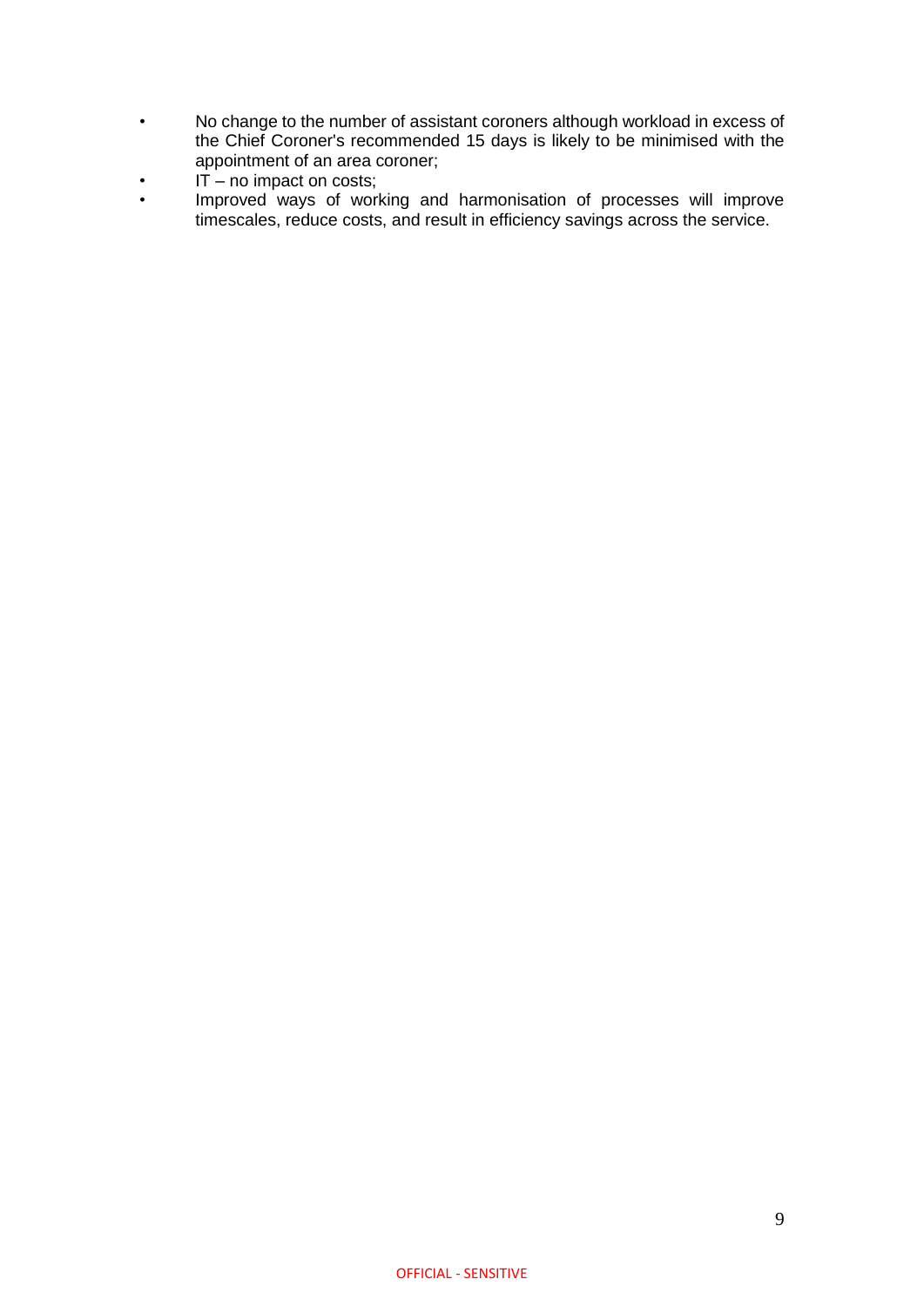- No change to the number of assistant coroners although workload in excess of the Chief Coroner's recommended 15 days is likely to be minimised with the appointment of an area coroner;
- IT – no impact on costs;
- Improved ways of working and harmonisation of processes will improve timescales, reduce costs, and result in efficiency savings across the service.

OFFICIAL - SENSITIVE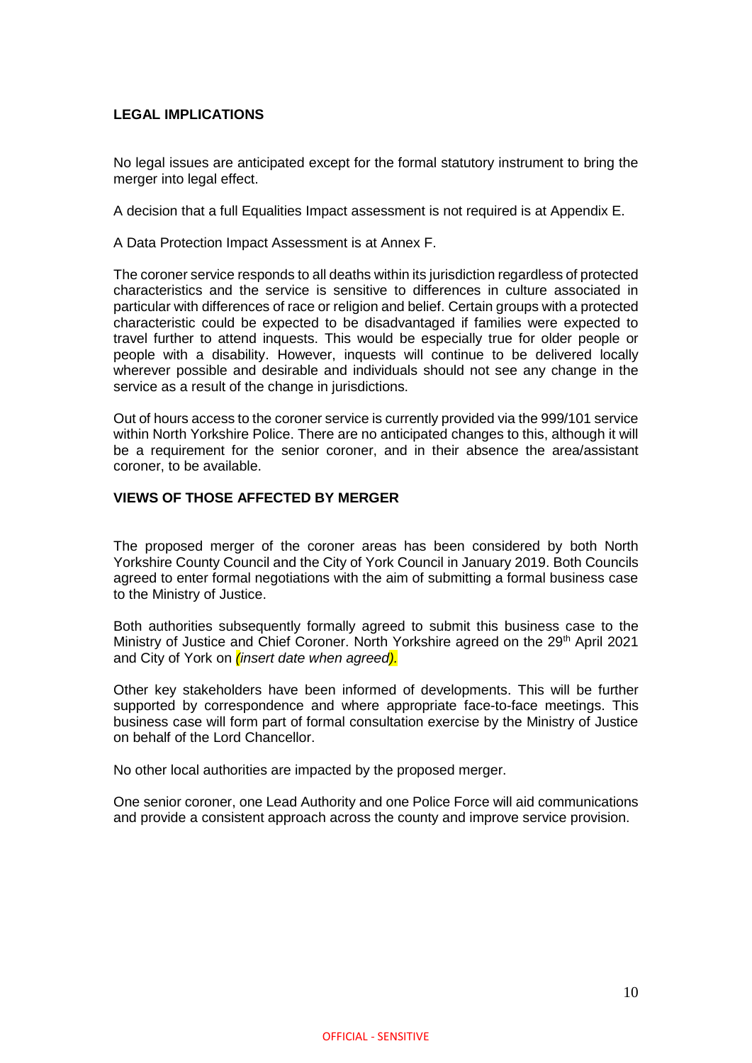## LEGAL IMPLICATIONS

No legal issues are anticipated except for the formal statutory instrument to bring the merger into legal effect.

A decision that a full Equalities Impact assessment is not required is at Appendix E.

A Data Protection Impact Assessment is at Annex F.

The coroner service responds to all deaths within its jurisdiction regardless of protected characteristics and the service is sensitive to differences in culture associated in particular with differences of race or religion and belief. Certain groups with a protected characteristic could be expected to be disadvantaged if families were expected to travel further to attend inquests. This would be especially true for older people or people with a disability. However, inquests will continue to be delivered locally wherever possible and desirable and individuals should not see any change in the service as a result of the change in jurisdictions.

Out of hours access to the coroner service is currently provided via the 999/101 service within North Yorkshire Police. There are no anticipated changes to this, although it will be a requirement for the senior coroner, and in their absence the area/assistant coroner, to be available.

## VIEWS OF THOSE AFFECTED BY MERGER

The proposed merger of the coroner areas has been considered by both North Yorkshire County Council and the City of York Council in January 2019. Both Councils agreed to enter formal negotiations with the aim of submitting a formal business case to the Ministry of Justice.

Both authorities subsequently formally agreed to submit this business case to the Ministry of Justice and Chief Coroner. North Yorkshire agreed on the 29th April 2021 and City of York on *(insert date when agreed)*.

Other key stakeholders have been informed of developments. This will be further supported by correspondence and where appropriate face-to-face meetings. This business case will form part of formal consultation exercise by the Ministry of Justice on behalf of the Lord Chancellor.

No other local authorities are impacted by the proposed merger.

One senior coroner, one Lead Authority and one Police Force will aid communications and provide a consistent approach across the county and improve service provision.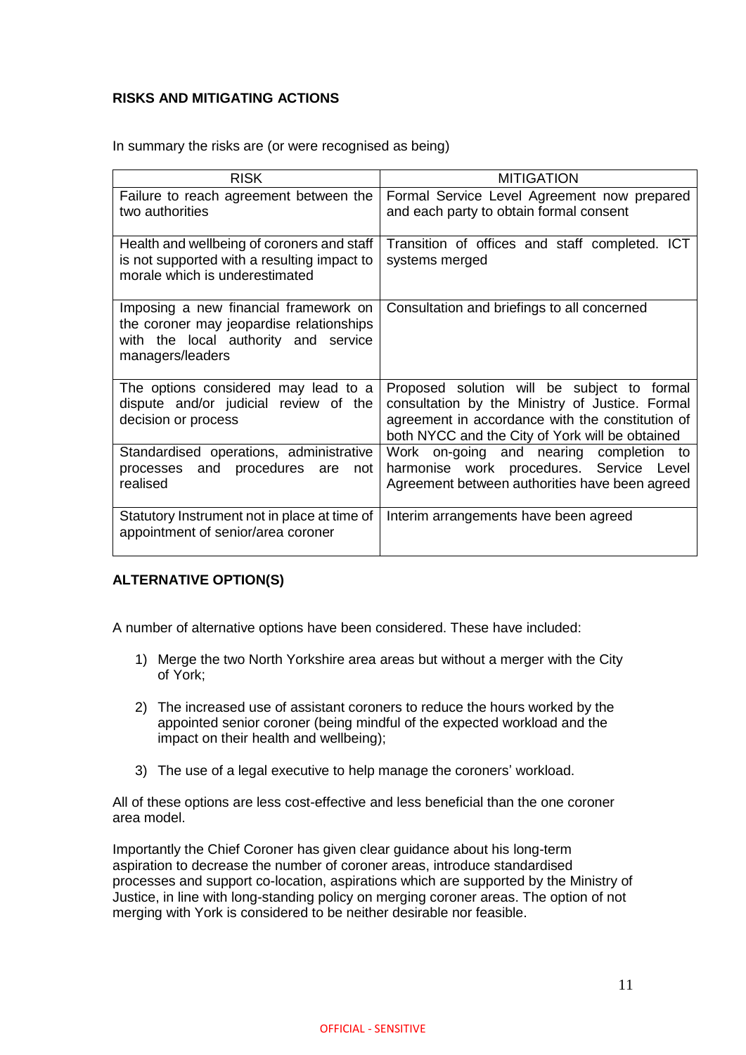**RISKS AND MITIGATING ACTIONS**

In summary the risks are (or were recognised as being)

| RISK | MITIGATION |
| --- | --- |
| Failure to reach agreement between the two authorities | Formal Service Level Agreement now prepared and each party to obtain formal consent |
| Health and wellbeing of coroners and staff is not supported with a resulting impact to morale which is underestimated | Transition of offices and staff completed. ICT systems merged |
| Imposing a new financial framework on the coroner may jeopardise relationships with the local authority and service managers/leaders | Consultation and briefings to all concerned |
| The options considered may lead to a dispute and/or judicial review of the decision or process | Proposed solution will be subject to formal consultation by the Ministry of Justice. Formal agreement in accordance with the constitution of both NYCC and the City of York will be obtained |
| Standardised operations, administrative processes and procedures are not realised | Work on-going and nearing completion to harmonise work procedures. Service Level Agreement between authorities have been agreed |
| Statutory Instrument not in place at time of appointment of senior/area coroner | Interim arrangements have been agreed |

**ALTERNATIVE OPTION(S)**

A number of alternative options have been considered. These have included:

1) Merge the two North Yorkshire area areas but without a merger with the City of York;
2) The increased use of assistant coroners to reduce the hours worked by the appointed senior coroner (being mindful of the expected workload and the impact on their health and wellbeing);
3) The use of a legal executive to help manage the coroners' workload.

All of these options are less cost-effective and less beneficial than the one coroner area model.

Importantly the Chief Coroner has given clear guidance about his long-term aspiration to decrease the number of coroner areas, introduce standardised processes and support co-location, aspirations which are supported by the Ministry of Justice, in line with long-standing policy on merging coroner areas. The option of not merging with York is considered to be neither desirable nor feasible.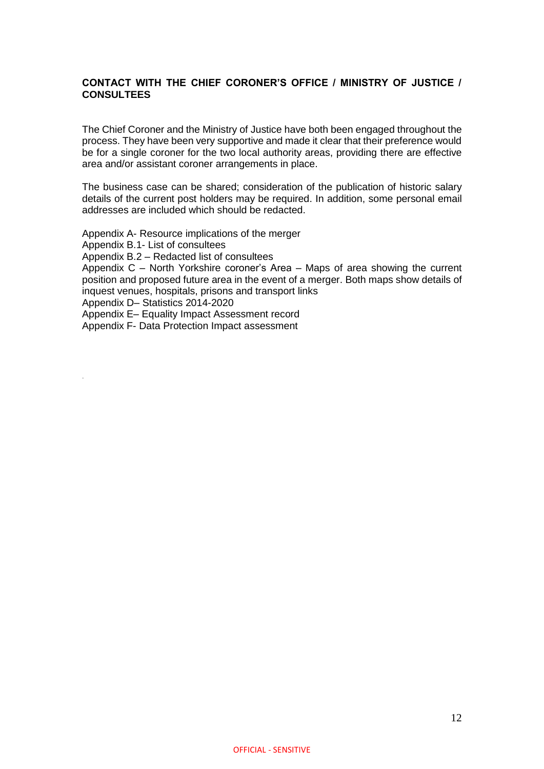## CONTACT WITH THE CHIEF CORONER'S OFFICE / MINISTRY OF JUSTICE / CONSULTEES

The Chief Coroner and the Ministry of Justice have both been engaged throughout the process. They have been very supportive and made it clear that their preference would be for a single coroner for the two local authority areas, providing there are effective area and/or assistant coroner arrangements in place.

The business case can be shared; consideration of the publication of historic salary details of the current post holders may be required. In addition, some personal email addresses are included which should be redacted.

Appendix A- Resource implications of the merger
Appendix B.1- List of consultees
Appendix B.2 – Redacted list of consultees
Appendix C – North Yorkshire coroner's Area – Maps of area showing the current position and proposed future area in the event of a merger. Both maps show details of inquest venues, hospitals, prisons and transport links
Appendix D– Statistics 2014-2020
Appendix E– Equality Impact Assessment record
Appendix F- Data Protection Impact assessment